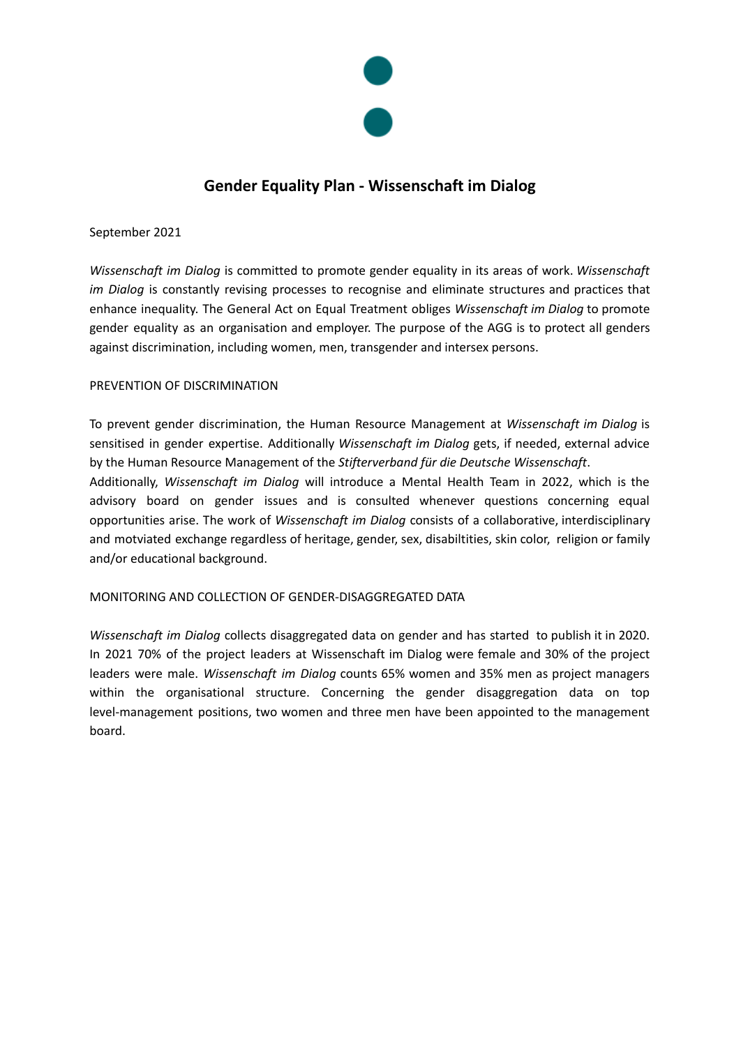# Gender Equality Plan - Wissenschaft im Dialog

September 2021

*Wissenschaft im Dialog* is committed to promote gender equality in its areas of work. *Wissenschaft im Dialog* is constantly revising processes to recognise and eliminate structures and practices that enhance inequality. The General Act on Equal Treatment obliges *Wissenschaft im Dialog* to promote gender equality as an organisation and employer. The purpose of the AGG is to protect all genders against discrimination, including women, men, transgender and intersex persons.

PREVENTION OF DISCRIMINATION

To prevent gender discrimination, the Human Resource Management at *Wissenschaft im Dialog* is sensitised in gender expertise. Additionally *Wissenschaft im Dialog* gets, if needed, external advice by the Human Resource Management of the *Stifterverband für die Deutsche Wissenschaft*.
Additionally, *Wissenschaft im Dialog* will introduce a Mental Health Team in 2022, which is the advisory board on gender issues and is consulted whenever questions concerning equal opportunities arise. The work of *Wissenschaft im Dialog* consists of a collaborative, interdisciplinary and motviated exchange regardless of heritage, gender, sex, disabiltities, skin color, religion or family and/or educational background.

MONITORING AND COLLECTION OF GENDER-DISAGGREGATED DATA

*Wissenschaft im Dialog* collects disaggregated data on gender and has started to publish it in 2020. In 2021 70% of the project leaders at Wissenschaft im Dialog were female and 30% of the project leaders were male. *Wissenschaft im Dialog* counts 65% women and 35% men as project managers within the organisational structure. Concerning the gender disaggregation data on top level-management positions, two women and three men have been appointed to the management board.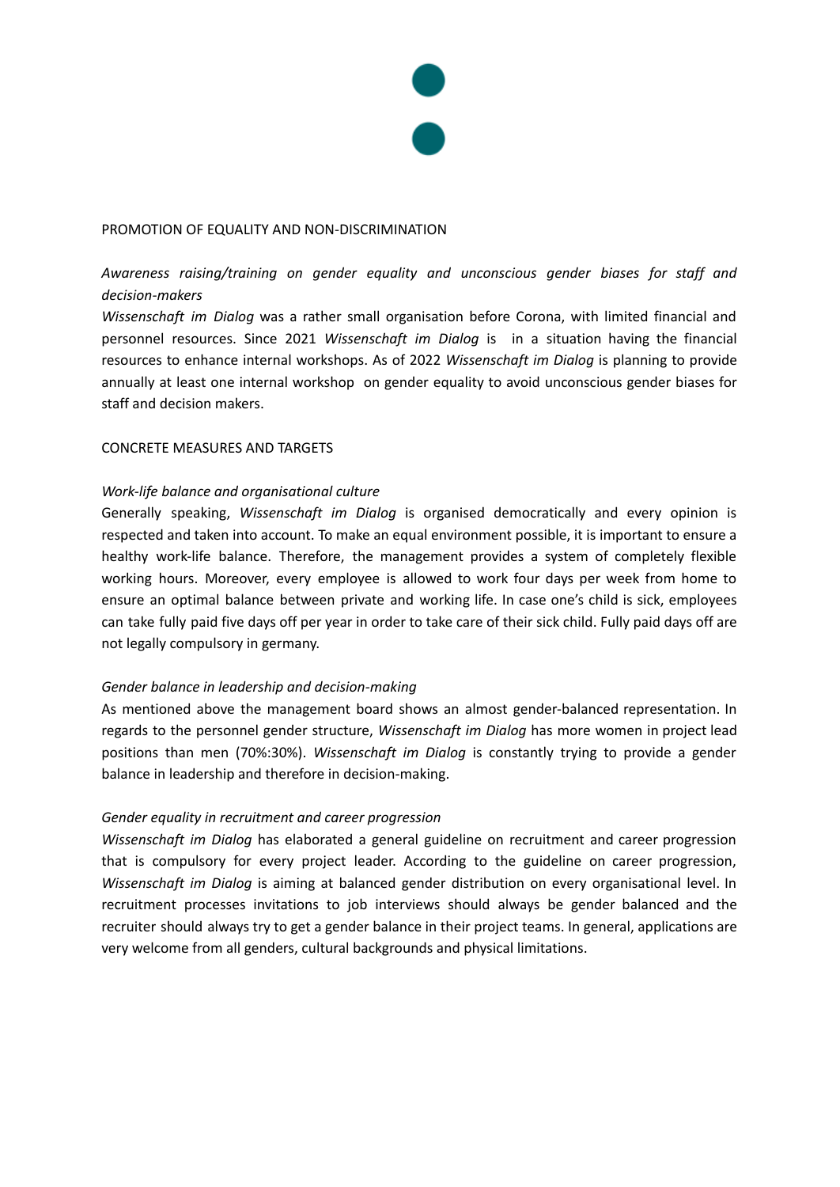## PROMOTION OF EQUALITY AND NON-DISCRIMINATION

### *Awareness raising/training on gender equality and unconscious gender biases for staff and decision-makers*

*Wissenschaft im Dialog* was a rather small organisation before Corona, with limited financial and personnel resources. Since 2021 *Wissenschaft im Dialog* is in a situation having the financial resources to enhance internal workshops. As of 2022 *Wissenschaft im Dialog* is planning to provide annually at least one internal workshop on gender equality to avoid unconscious gender biases for staff and decision makers.

## CONCRETE MEASURES AND TARGETS

### *Work-life balance and organisational culture*

Generally speaking, *Wissenschaft im Dialog* is organised democratically and every opinion is respected and taken into account. To make an equal environment possible, it is important to ensure a healthy work-life balance. Therefore, the management provides a system of completely flexible working hours. Moreover, every employee is allowed to work four days per week from home to ensure an optimal balance between private and working life. In case one's child is sick, employees can take fully paid five days off per year in order to take care of their sick child. Fully paid days off are not legally compulsory in germany.

### *Gender balance in leadership and decision-making*

As mentioned above the management board shows an almost gender-balanced representation. In regards to the personnel gender structure, *Wissenschaft im Dialog* has more women in project lead positions than men (70%:30%). *Wissenschaft im Dialog* is constantly trying to provide a gender balance in leadership and therefore in decision-making.

### *Gender equality in recruitment and career progression*

*Wissenschaft im Dialog* has elaborated a general guideline on recruitment and career progression that is compulsory for every project leader. According to the guideline on career progression, *Wissenschaft im Dialog* is aiming at balanced gender distribution on every organisational level. In recruitment processes invitations to job interviews should always be gender balanced and the recruiter should always try to get a gender balance in their project teams. In general, applications are very welcome from all genders, cultural backgrounds and physical limitations.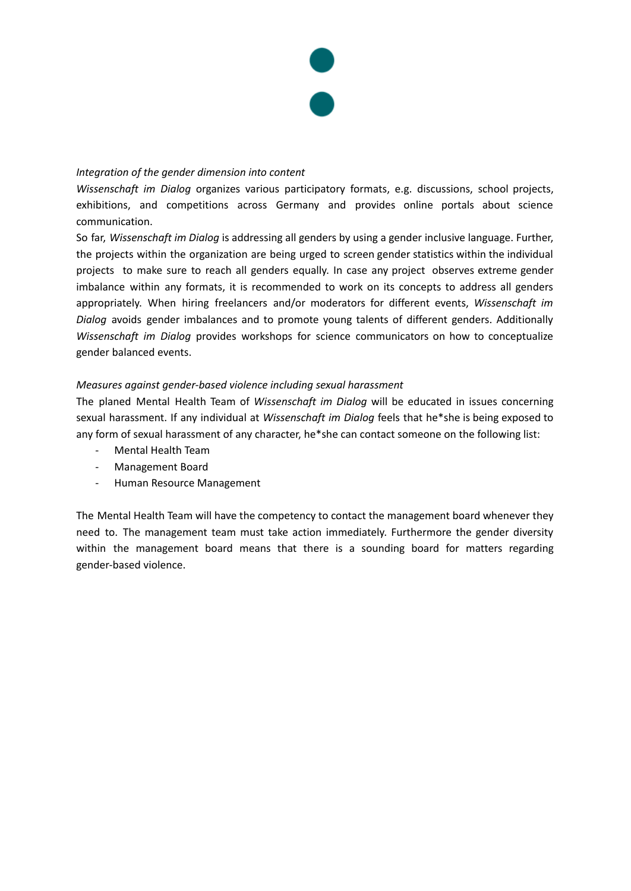*Integration of the gender dimension into content*

*Wissenschaft im Dialog* organizes various participatory formats, e.g. discussions, school projects, exhibitions, and competitions across Germany and provides online portals about science communication.

So far, *Wissenschaft im Dialog* is addressing all genders by using a gender inclusive language. Further, the projects within the organization are being urged to screen gender statistics within the individual projects to make sure to reach all genders equally. In case any project observes extreme gender imbalance within any formats, it is recommended to work on its concepts to address all genders appropriately. When hiring freelancers and/or moderators for different events, *Wissenschaft im Dialog* avoids gender imbalances and to promote young talents of different genders. Additionally *Wissenschaft im Dialog* provides workshops for science communicators on how to conceptualize gender balanced events.

*Measures against gender-based violence including sexual harassment*

The planed Mental Health Team of *Wissenschaft im Dialog* will be educated in issues concerning sexual harassment. If any individual at *Wissenschaft im Dialog* feels that he*she is being exposed to any form of sexual harassment of any character, he*she can contact someone on the following list:

- Mental Health Team
- Management Board
- Human Resource Management

The Mental Health Team will have the competency to contact the management board whenever they need to. The management team must take action immediately. Furthermore the gender diversity within the management board means that there is a sounding board for matters regarding gender-based violence.